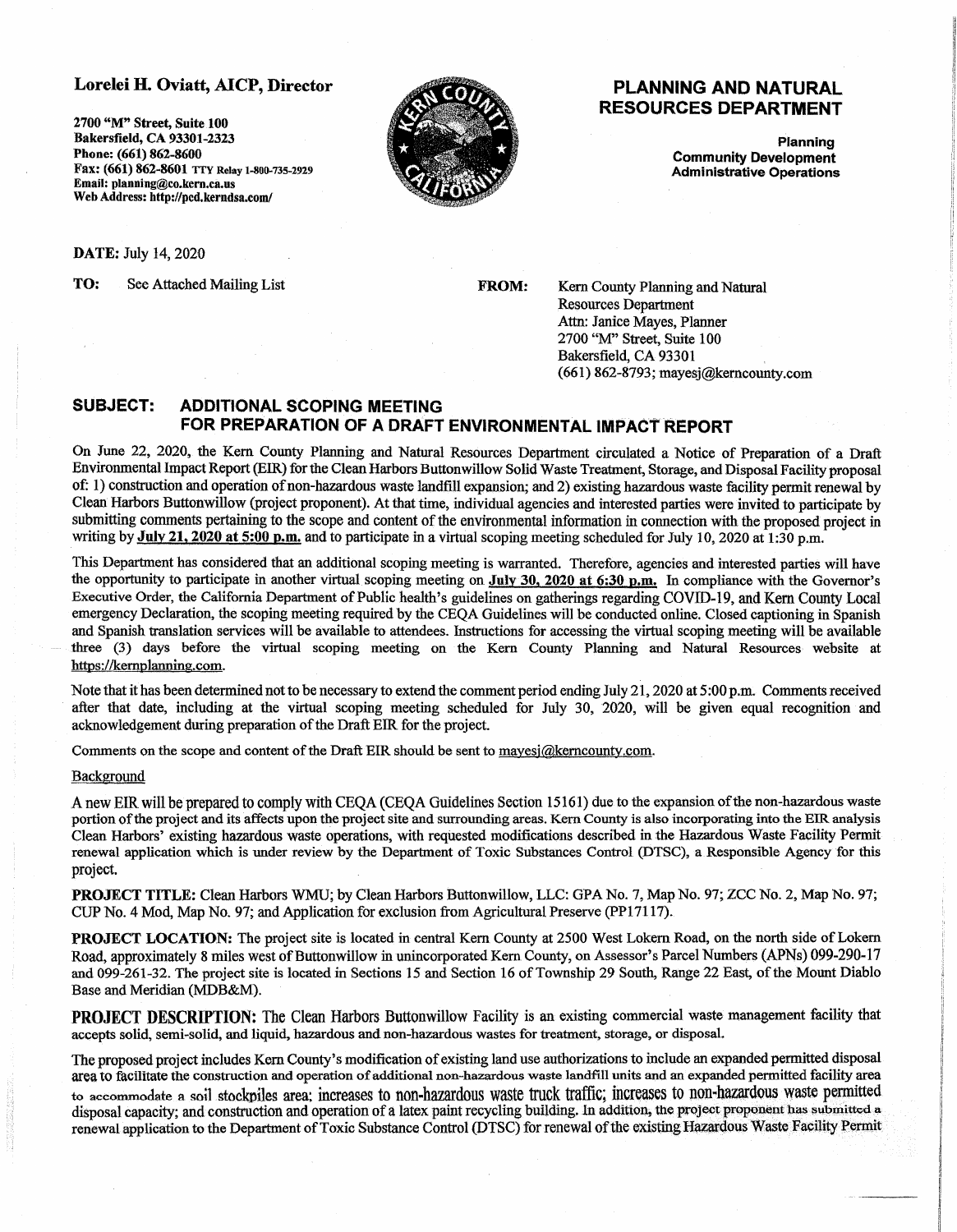**Lorelei H. Oviatt, AICP, Director**

**2700 "M" Street, Suite 100**
**Bakersfield, CA 93301-2323**
**Phone: (661) 862-8600**
**Fax: (661) 862-8601 TTY Relay 1-800-735-2929**
**Email: planning@co.kern.ca.us**
**Web Address: http://pcd.kerndsa.com/**

## PLANNING AND NATURAL RESOURCES DEPARTMENT

**Planning**
**Community Development**
**Administrative Operations**

**DATE:** July 14, 2020

**TO:** See Attached Mailing List

**FROM:** Kern County Planning and Natural Resources Department
Attn: Janice Mayes, Planner
2700 "M" Street, Suite 100
Bakersfield, CA 93301
(661) 862-8793; mayesj@kerncounty.com

## SUBJECT: ADDITIONAL SCOPING MEETING FOR PREPARATION OF A DRAFT ENVIRONMENTAL IMPACT REPORT

On June 22, 2020, the Kern County Planning and Natural Resources Department circulated a Notice of Preparation of a Draft Environmental Impact Report (EIR) for the Clean Harbors Buttonwillow Solid Waste Treatment, Storage, and Disposal Facility proposal of: 1) construction and operation of non-hazardous waste landfill expansion; and 2) existing hazardous waste facility permit renewal by Clean Harbors Buttonwillow (project proponent). At that time, individual agencies and interested parties were invited to participate by submitting comments pertaining to the scope and content of the environmental information in connection with the proposed project in writing by **July 21, 2020 at 5:00 p.m.** and to participate in a virtual scoping meeting scheduled for July 10, 2020 at 1:30 p.m.

This Department has considered that an additional scoping meeting is warranted. Therefore, agencies and interested parties will have the opportunity to participate in another virtual scoping meeting on **July 30, 2020 at 6:30 p.m.** In compliance with the Governor's Executive Order, the California Department of Public health's guidelines on gatherings regarding COVID-19, and Kern County Local emergency Declaration, the scoping meeting required by the CEQA Guidelines will be conducted online. Closed captioning in Spanish and Spanish translation services will be available to attendees. Instructions for accessing the virtual scoping meeting will be available three (3) days before the virtual scoping meeting on the Kern County Planning and Natural Resources website at https://kernplanning.com.

Note that it has been determined not to be necessary to extend the comment period ending July 21, 2020 at 5:00 p.m. Comments received after that date, including at the virtual scoping meeting scheduled for July 30, 2020, will be given equal recognition and acknowledgement during preparation of the Draft EIR for the project.

Comments on the scope and content of the Draft EIR should be sent to mayesj@kerncounty.com.

Background

A new EIR will be prepared to comply with CEQA (CEQA Guidelines Section 15161) due to the expansion of the non-hazardous waste portion of the project and its affects upon the project site and surrounding areas. Kern County is also incorporating into the EIR analysis Clean Harbors' existing hazardous waste operations, with requested modifications described in the Hazardous Waste Facility Permit renewal application which is under review by the Department of Toxic Substances Control (DTSC), a Responsible Agency for this project.

**PROJECT TITLE:** Clean Harbors WMU; by Clean Harbors Buttonwillow, LLC: GPA No. 7, Map No. 97; ZCC No. 2, Map No. 97; CUP No. 4 Mod, Map No. 97; and Application for exclusion from Agricultural Preserve (PP17117).

**PROJECT LOCATION:** The project site is located in central Kern County at 2500 West Lokern Road, on the north side of Lokern Road, approximately 8 miles west of Buttonwillow in unincorporated Kern County, on Assessor's Parcel Numbers (APNs) 099-290-17 and 099-261-32. The project site is located in Sections 15 and Section 16 of Township 29 South, Range 22 East, of the Mount Diablo Base and Meridian (MDB&M).

**PROJECT DESCRIPTION:** The Clean Harbors Buttonwillow Facility is an existing commercial waste management facility that accepts solid, semi-solid, and liquid, hazardous and non-hazardous wastes for treatment, storage, or disposal.

The proposed project includes Kern County's modification of existing land use authorizations to include an expanded permitted disposal area to facilitate the construction and operation of additional non-hazardous waste landfill units and an expanded permitted facility area to accommodate a soil stockpiles area; increases to non-hazardous waste truck traffic; increases to non-hazardous waste permitted disposal capacity; and construction and operation of a latex paint recycling building. In addition, the project proponent has submitted a renewal application to the Department of Toxic Substance Control (DTSC) for renewal of the existing Hazardous Waste Facility Permit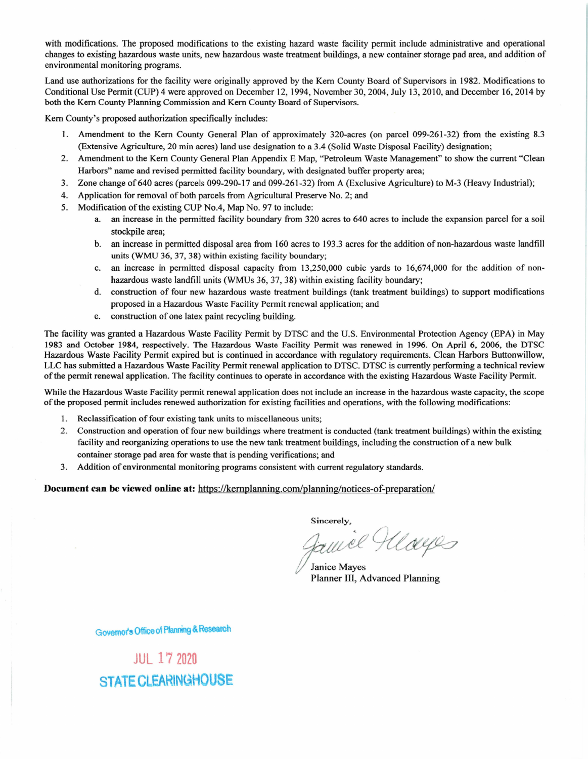with modifications. The proposed modifications to the existing hazard waste facility permit include administrative and operational changes to existing hazardous waste units, new hazardous waste treatment buildings, a new container storage pad area, and addition of environmental monitoring programs.

Land use authorizations for the facility were originally approved by the Kern County Board of Supervisors in 1982. Modifications to Conditional Use Permit (CUP) 4 were approved on December 12, 1994, November 30, 2004, July 13, 2010, and December 16, 2014 by both the Kern County Planning Commission and Kern County Board of Supervisors.

Kern County's proposed authorization specifically includes:

1. Amendment to the Kern County General Plan of approximately 320-acres (on parcel 099-261-32) from the existing 8.3 (Extensive Agriculture, 20 min acres) land use designation to a 3.4 (Solid Waste Disposal Facility) designation;
2. Amendment to the Kern County General Plan Appendix E Map, "Petroleum Waste Management" to show the current "Clean Harbors" name and revised permitted facility boundary, with designated buffer property area;
3. Zone change of 640 acres (parcels 099-290-17 and 099-261-32) from A (Exclusive Agriculture) to M-3 (Heavy Industrial);
4. Application for removal of both parcels from Agricultural Preserve No. 2; and
5. Modification of the existing CUP No.4, Map No. 97 to include:
   a. an increase in the permitted facility boundary from 320 acres to 640 acres to include the expansion parcel for a soil stockpile area;
   b. an increase in permitted disposal area from 160 acres to 193.3 acres for the addition of non-hazardous waste landfill units (WMU 36, 37, 38) within existing facility boundary;
   c. an increase in permitted disposal capacity from 13,250,000 cubic yards to 16,674,000 for the addition of non-hazardous waste landfill units (WMUs 36, 37, 38) within existing facility boundary;
   d. construction of four new hazardous waste treatment buildings (tank treatment buildings) to support modifications proposed in a Hazardous Waste Facility Permit renewal application; and
   e. construction of one latex paint recycling building.

The facility was granted a Hazardous Waste Facility Permit by DTSC and the U.S. Environmental Protection Agency (EPA) in May 1983 and October 1984, respectively. The Hazardous Waste Facility Permit was renewed in 1996. On April 6, 2006, the DTSC Hazardous Waste Facility Permit expired but is continued in accordance with regulatory requirements. Clean Harbors Buttonwillow, LLC has submitted a Hazardous Waste Facility Permit renewal application to DTSC. DTSC is currently performing a technical review of the permit renewal application. The facility continues to operate in accordance with the existing Hazardous Waste Facility Permit.

While the Hazardous Waste Facility permit renewal application does not include an increase in the hazardous waste capacity, the scope of the proposed permit includes renewed authorization for existing facilities and operations, with the following modifications:

1. Reclassification of four existing tank units to miscellaneous units;
2. Construction and operation of four new buildings where treatment is conducted (tank treatment buildings) within the existing facility and reorganizing operations to use the new tank treatment buildings, including the construction of a new bulk container storage pad area for waste that is pending verifications; and
3. Addition of environmental monitoring programs consistent with current regulatory standards.

**Document can be viewed online at:** https://kernplanning.com/planning/notices-of-preparation/

Sincerely,

Janice Mayes

Janice Mayes
Planner III, Advanced Planning

Governor's Office of Planning & Research

JUL 17 2020

STATE CLEARINGHOUSE